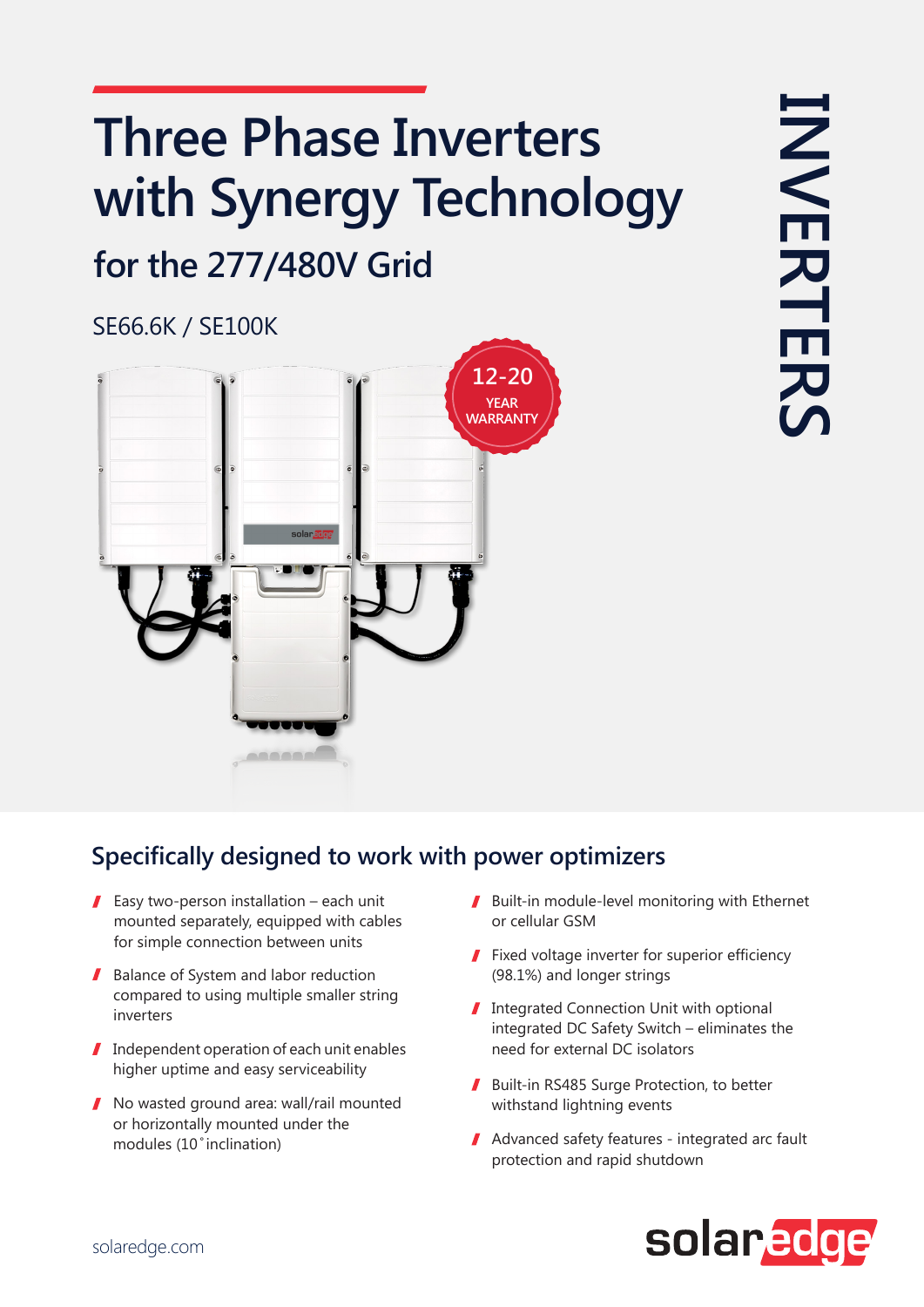# Three Phase Inverters with Synergy Technology

## for the 277/480V Grid

SE66.6K / SE100K

12-20 YEAR WARRANTY

INVERTERS

## Specifically designed to work with power optimizers

- Easy two-person installation – each unit mounted separately, equipped with cables for simple connection between units
- Balance of System and labor reduction compared to using multiple smaller string inverters
- Independent operation of each unit enables higher uptime and easy serviceability
- No wasted ground area: wall/rail mounted or horizontally mounted under the modules (10˚ inclination)
- Built-in module-level monitoring with Ethernet or cellular GSM
- Fixed voltage inverter for superior efficiency (98.1%) and longer strings
- Integrated Connection Unit with optional integrated DC Safety Switch – eliminates the need for external DC isolators
- Built-in RS485 Surge Protection, to better withstand lightning events
- Advanced safety features - integrated arc fault protection and rapid shutdown

solaredge.com

solaredge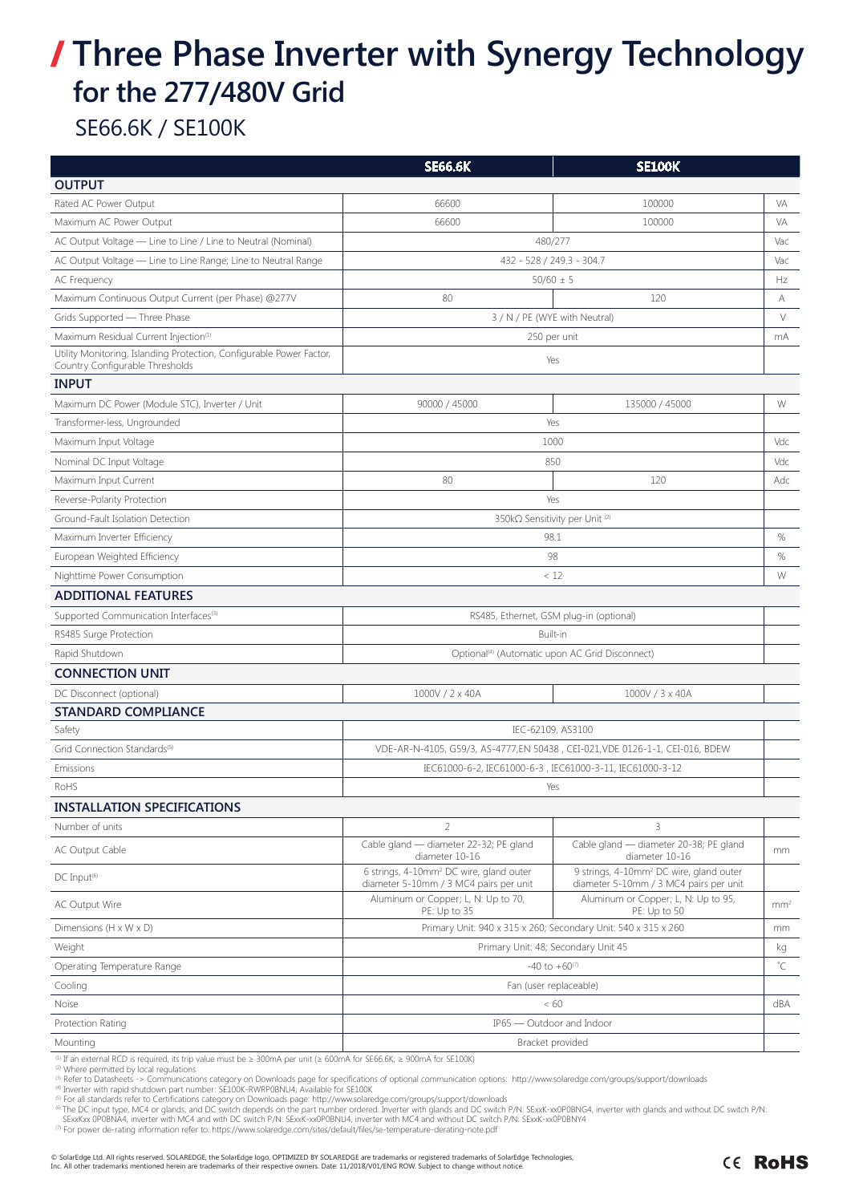// Three Phase Inverter with Synergy Technology for the 277/480V Grid

## SE66.6K / SE100K

| | SE66.6K | SE100K | |
|---|---|---|---|
| **OUTPUT** | | | |
| Rated AC Power Output | 66600 | 100000 | VA |
| Maximum AC Power Output | 66600 | 100000 | VA |
| AC Output Voltage — Line to Line / Line to Neutral (Nominal) | 480/277 | | Vac |
| AC Output Voltage — Line to Line Range; Line to Neutral Range | 432 - 528 / 249.3 - 304.7 | | Vac |
| AC Frequency | 50/60 ± 5 | | Hz |
| Maximum Continuous Output Current (per Phase) @277V | 80 | 120 | A |
| Grids Supported — Three Phase | 3 / N / PE (WYE with Neutral) | | V |
| Maximum Residual Current Injection[1] | 250 per unit | | mA |
| Utility Monitoring, Islanding Protection, Configurable Power Factor, Country Configurable Thresholds | Yes | | |
| **INPUT** | | | |
| Maximum DC Power (Module STC), Inverter / Unit | 90000 / 45000 | 135000 / 45000 | W |
| Transformer-less, Ungrounded | Yes | | |
| Maximum Input Voltage | 1000 | | Vdc |
| Nominal DC Input Voltage | 850 | | Vdc |
| Maximum Input Current | 80 | 120 | Adc |
| Reverse-Polarity Protection | Yes | | |
| Ground-Fault Isolation Detection | 350kΩ Sensitivity per Unit [2] | | |
| Maximum Inverter Efficiency | 98.1 | | % |
| European Weighted Efficiency | 98 | | % |
| Nighttime Power Consumption | < 12 | | W |
| **ADDITIONAL FEATURES** | | | |
| Supported Communication Interfaces[3] | RS485, Ethernet, GSM plug-in (optional) | | |
| RS485 Surge Protection | Built-in | | |
| Rapid Shutdown | Optional[4] (Automatic upon AC Grid Disconnect) | | |
| **CONNECTION UNIT** | | | |
| DC Disconnect (optional) | 1000V / 2 x 40A | 1000V / 3 x 40A | |
| **STANDARD COMPLIANCE** | | | |
| Safety | IEC-62109, AS3100 | | |
| Grid Connection Standards[5] | VDE-AR-N-4105, G59/3, AS-4777,EN 50438 , CEI-021,VDE 0126-1-1, CEI-016, BDEW | | |
| Emissions | IEC61000-6-2, IEC61000-6-3 , IEC61000-3-11, IEC61000-3-12 | | |
| RoHS | Yes | | |
| **INSTALLATION SPECIFICATIONS** | | | |
| Number of units | 2 | 3 | |
| AC Output Cable | Cable gland — diameter 22-32; PE gland diameter 10-16 | Cable gland — diameter 20-38; PE gland diameter 10-16 | mm |
| DC Input[6] | 6 strings, 4-10mm² DC wire, gland outer diameter 5-10mm / 3 MC4 pairs per unit | 9 strings, 4-10mm² DC wire, gland outer diameter 5-10mm / 3 MC4 pairs per unit | |
| AC Output Wire | Aluminum or Copper; L, N: Up to 70, PE: Up to 35 | Aluminum or Copper; L, N: Up to 95, PE: Up to 50 | mm² |
| Dimensions (H x W x D) | Primary Unit: 940 x 315 x 260; Secondary Unit: 540 x 315 x 260 | | mm |
| Weight | Primary Unit: 48; Secondary Unit 45 | | kg |
| Operating Temperature Range | -40 to +60[7] | | °C |
| Cooling | Fan (user replaceable) | | |
| Noise | < 60 | | dBA |
| Protection Rating | IP65 — Outdoor and Indoor | | |
| Mounting | Bracket provided | | |

[1] If an external RCD is required, its trip value must be ≥ 300mA per unit (≥ 600mA for SE66.6K, ≥ 900mA for SE100K)
[2] Where permitted by local regulations
[3] Refer to Datasheets -> Communications category on Downloads page for specifications of optional communication options: http://www.solaredge.com/groups/support/downloads
[4] Inverter with rapid shutdown part number: SE100K-RWRP0BNU4; Available for SE100K
[5] For all standards refer to Certifications category on Downloads page: http://www.solaredge.com/groups/support/downloads
[6] The DC input type, MC4 or glands, and DC switch depends on the part number ordered. Inverter with glands and DC switch P/N: SExxK-xx0P0BNG4, inverter with glands and without DC switch P/N: SExxKxx 0P0BNA4, inverter with MC4 and with DC switch P/N: SExxK-xx0P0BNU4, inverter with MC4 and without DC switch P/N: SExxK-xx0P0BNY4
[7] For power de-rating information refer to: https://www.solaredge.com/sites/default/files/se-temperature-derating-note.pdf

© SolarEdge Ltd. All rights reserved. SOLAREDGE, the SolarEdge logo, OPTIMIZED BY SOLAREDGE are trademarks or registered trademarks of SolarEdge Technologies, Inc. All other trademarks mentioned herein are trademarks of their respective owners. Date: 11/2018/V01/ENG ROW. Subject to change without notice.

CE RoHS